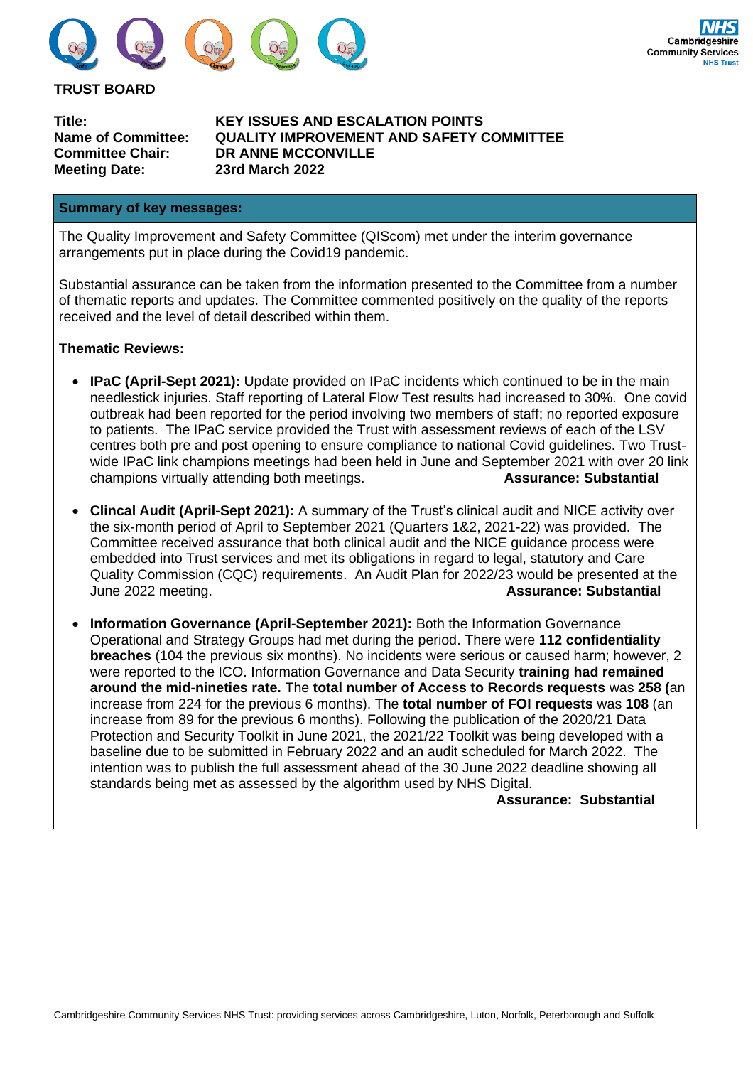**TRUST BOARD**

| | |
|---|---|
| **Title:** | **KEY ISSUES AND ESCALATION POINTS** |
| **Name of Committee:** | **QUALITY IMPROVEMENT AND SAFETY COMMITTEE** |
| **Committee Chair:** | **DR ANNE MCCONVILLE** |
| **Meeting Date:** | **23rd March 2022** |

## Summary of key messages:

The Quality Improvement and Safety Committee (QIScom) met under the interim governance arrangements put in place during the Covid19 pandemic.

Substantial assurance can be taken from the information presented to the Committee from a number of thematic reports and updates. The Committee commented positively on the quality of the reports received and the level of detail described within them.

**Thematic Reviews:**

- **IPaC (April-Sept 2021):** Update provided on IPaC incidents which continued to be in the main needlestick injuries. Staff reporting of Lateral Flow Test results had increased to 30%. One covid outbreak had been reported for the period involving two members of staff; no reported exposure to patients. The IPaC service provided the Trust with assessment reviews of each of the LSV centres both pre and post opening to ensure compliance to national Covid guidelines. Two Trust-wide IPaC link champions meetings had been held in June and September 2021 with over 20 link champions virtually attending both meetings. **Assurance: Substantial**

- **Clincal Audit (April-Sept 2021):** A summary of the Trust's clinical audit and NICE activity over the six-month period of April to September 2021 (Quarters 1&2, 2021-22) was provided. The Committee received assurance that both clinical audit and the NICE guidance process were embedded into Trust services and met its obligations in regard to legal, statutory and Care Quality Commission (CQC) requirements. An Audit Plan for 2022/23 would be presented at the June 2022 meeting. **Assurance: Substantial**

- **Information Governance (April-September 2021):** Both the Information Governance Operational and Strategy Groups had met during the period. There were **112 confidentiality breaches** (104 the previous six months). No incidents were serious or caused harm; however, 2 were reported to the ICO. Information Governance and Data Security **training had remained around the mid-nineties rate.** The **total number of Access to Records requests** was **258 (**an increase from 224 for the previous 6 months). The **total number of FOI requests** was **108** (an increase from 89 for the previous 6 months). Following the publication of the 2020/21 Data Protection and Security Toolkit in June 2021, the 2021/22 Toolkit was being developed with a baseline due to be submitted in February 2022 and an audit scheduled for March 2022. The intention was to publish the full assessment ahead of the 30 June 2022 deadline showing all standards being met as assessed by the algorithm used by NHS Digital.
  **Assurance: Substantial**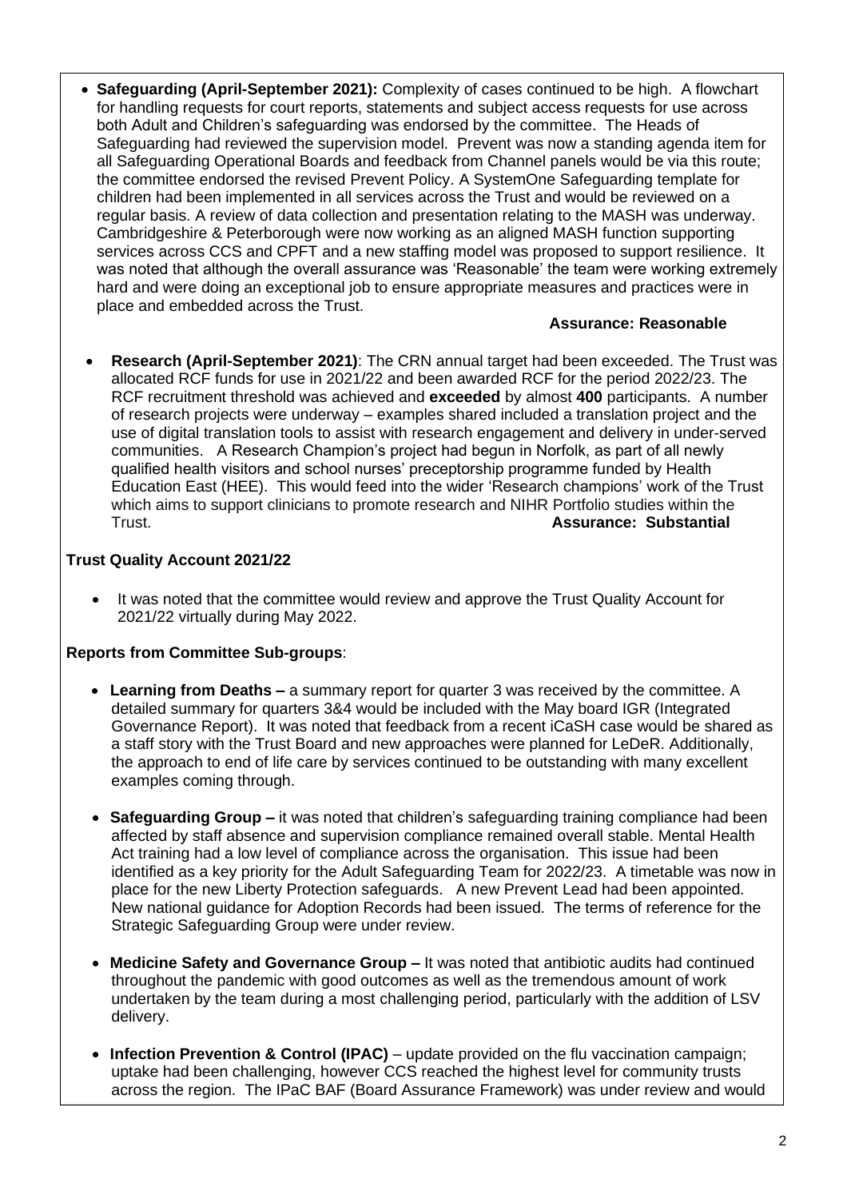- **Safeguarding (April-September 2021):** Complexity of cases continued to be high. A flowchart for handling requests for court reports, statements and subject access requests for use across both Adult and Children's safeguarding was endorsed by the committee. The Heads of Safeguarding had reviewed the supervision model. Prevent was now a standing agenda item for all Safeguarding Operational Boards and feedback from Channel panels would be via this route; the committee endorsed the revised Prevent Policy. A SystemOne Safeguarding template for children had been implemented in all services across the Trust and would be reviewed on a regular basis. A review of data collection and presentation relating to the MASH was underway. Cambridgeshire & Peterborough were now working as an aligned MASH function supporting services across CCS and CPFT and a new staffing model was proposed to support resilience. It was noted that although the overall assurance was 'Reasonable' the team were working extremely hard and were doing an exceptional job to ensure appropriate measures and practices were in place and embedded across the Trust.

  **Assurance: Reasonable**

- **Research (April-September 2021)**: The CRN annual target had been exceeded. The Trust was allocated RCF funds for use in 2021/22 and been awarded RCF for the period 2022/23. The RCF recruitment threshold was achieved and **exceeded** by almost **400** participants. A number of research projects were underway – examples shared included a translation project and the use of digital translation tools to assist with research engagement and delivery in under-served communities. A Research Champion's project had begun in Norfolk, as part of all newly qualified health visitors and school nurses' preceptorship programme funded by Health Education East (HEE). This would feed into the wider 'Research champions' work of the Trust which aims to support clinicians to promote research and NIHR Portfolio studies within the Trust.

  **Assurance: Substantial**

**Trust Quality Account 2021/22**

- It was noted that the committee would review and approve the Trust Quality Account for 2021/22 virtually during May 2022.

**Reports from Committee Sub-groups**:

- **Learning from Deaths –** a summary report for quarter 3 was received by the committee. A detailed summary for quarters 3&4 would be included with the May board IGR (Integrated Governance Report). It was noted that feedback from a recent iCaSH case would be shared as a staff story with the Trust Board and new approaches were planned for LeDeR. Additionally, the approach to end of life care by services continued to be outstanding with many excellent examples coming through.

- **Safeguarding Group –** it was noted that children's safeguarding training compliance had been affected by staff absence and supervision compliance remained overall stable. Mental Health Act training had a low level of compliance across the organisation. This issue had been identified as a key priority for the Adult Safeguarding Team for 2022/23. A timetable was now in place for the new Liberty Protection safeguards. A new Prevent Lead had been appointed. New national guidance for Adoption Records had been issued. The terms of reference for the Strategic Safeguarding Group were under review.

- **Medicine Safety and Governance Group –** It was noted that antibiotic audits had continued throughout the pandemic with good outcomes as well as the tremendous amount of work undertaken by the team during a most challenging period, particularly with the addition of LSV delivery.

- **Infection Prevention & Control (IPAC)** – update provided on the flu vaccination campaign; uptake had been challenging, however CCS reached the highest level for community trusts across the region. The IPaC BAF (Board Assurance Framework) was under review and would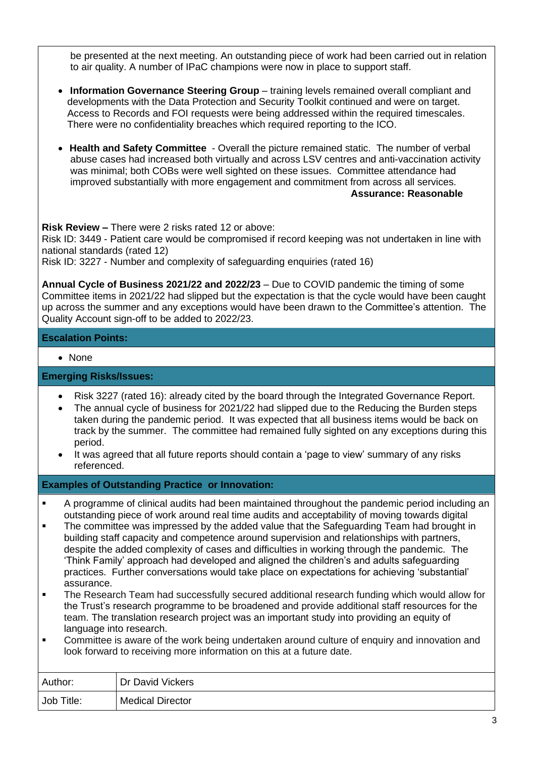be presented at the next meeting. An outstanding piece of work had been carried out in relation to air quality. A number of IPaC champions were now in place to support staff.

- **Information Governance Steering Group** – training levels remained overall compliant and developments with the Data Protection and Security Toolkit continued and were on target. Access to Records and FOI requests were being addressed within the required timescales. There were no confidentiality breaches which required reporting to the ICO.

- **Health and Safety Committee** - Overall the picture remained static. The number of verbal abuse cases had increased both virtually and across LSV centres and anti-vaccination activity was minimal; both COBs were well sighted on these issues. Committee attendance had improved substantially with more engagement and commitment from across all services.

**Assurance: Reasonable**

**Risk Review –** There were 2 risks rated 12 or above:
Risk ID: 3449 - Patient care would be compromised if record keeping was not undertaken in line with national standards (rated 12)
Risk ID: 3227 - Number and complexity of safeguarding enquiries (rated 16)

**Annual Cycle of Business 2021/22 and 2022/23** – Due to COVID pandemic the timing of some Committee items in 2021/22 had slipped but the expectation is that the cycle would have been caught up across the summer and any exceptions would have been drawn to the Committee's attention. The Quality Account sign-off to be added to 2022/23.

**Escalation Points:**

- None

**Emerging Risks/Issues:**

- Risk 3227 (rated 16): already cited by the board through the Integrated Governance Report.
- The annual cycle of business for 2021/22 had slipped due to the Reducing the Burden steps taken during the pandemic period. It was expected that all business items would be back on track by the summer. The committee had remained fully sighted on any exceptions during this period.
- It was agreed that all future reports should contain a 'page to view' summary of any risks referenced.

**Examples of Outstanding Practice or Innovation:**

- A programme of clinical audits had been maintained throughout the pandemic period including an outstanding piece of work around real time audits and acceptability of moving towards digital
- The committee was impressed by the added value that the Safeguarding Team had brought in building staff capacity and competence around supervision and relationships with partners, despite the added complexity of cases and difficulties in working through the pandemic. The 'Think Family' approach had developed and aligned the children's and adults safeguarding practices. Further conversations would take place on expectations for achieving 'substantial' assurance.
- The Research Team had successfully secured additional research funding which would allow for the Trust's research programme to be broadened and provide additional staff resources for the team. The translation research project was an important study into providing an equity of language into research.
- Committee is aware of the work being undertaken around culture of enquiry and innovation and look forward to receiving more information on this at a future date.

| Author: | Dr David Vickers |
|---|---|
| Job Title: | Medical Director |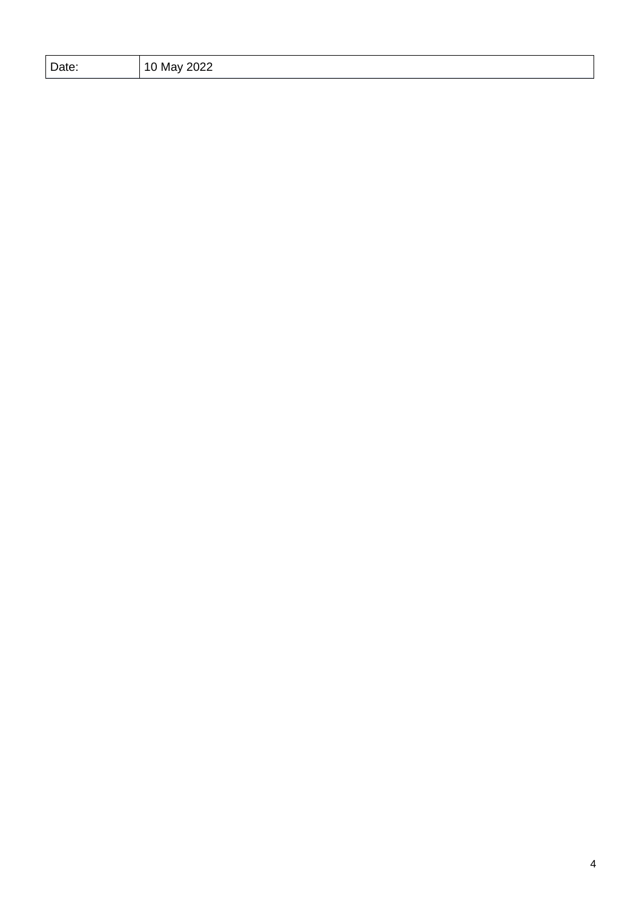| | |
|---|---|
| Date: | 10 May 2022 |